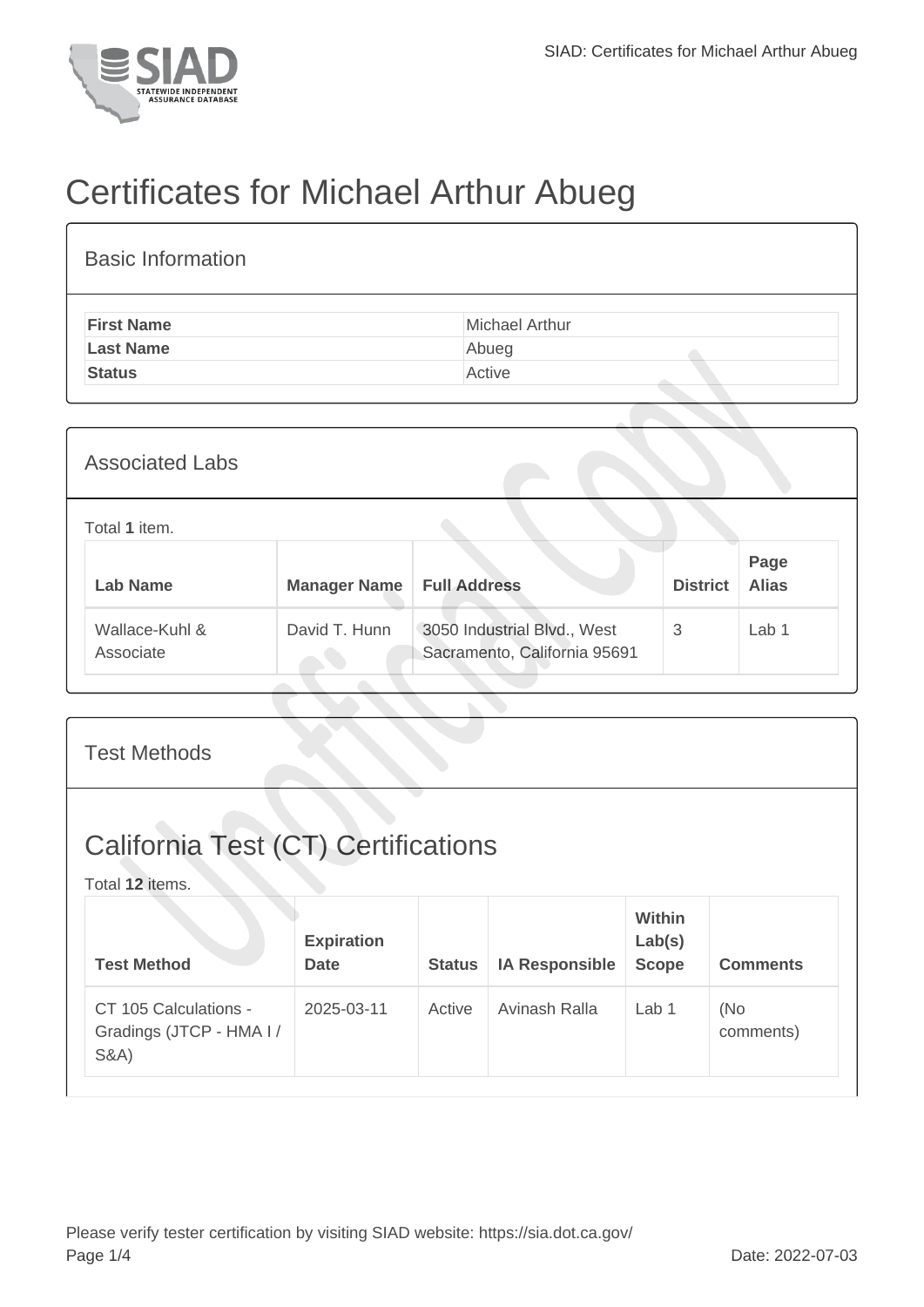# Certificates for Michael Arthur Abueg

## Basic Information

| | |
|---|---|
| **First Name** | Michael Arthur |
| **Last Name** | Abueg |
| **Status** | Active |

## Associated Labs

Total **1** item.

| Lab Name | Manager Name | Full Address | District | Page Alias |
|---|---|---|---|---|
| Wallace-Kuhl & Associate | David T. Hunn | 3050 Industrial Blvd., West Sacramento, California 95691 | 3 | Lab 1 |

## Test Methods

## California Test (CT) Certifications

Total **12** items.

| Test Method | Expiration Date | Status | IA Responsible | Within Lab(s) Scope | Comments |
|---|---|---|---|---|---|
| CT 105 Calculations - Gradings (JTCP - HMA I / S&A) | 2025-03-11 | Active | Avinash Ralla | Lab 1 | (No comments) |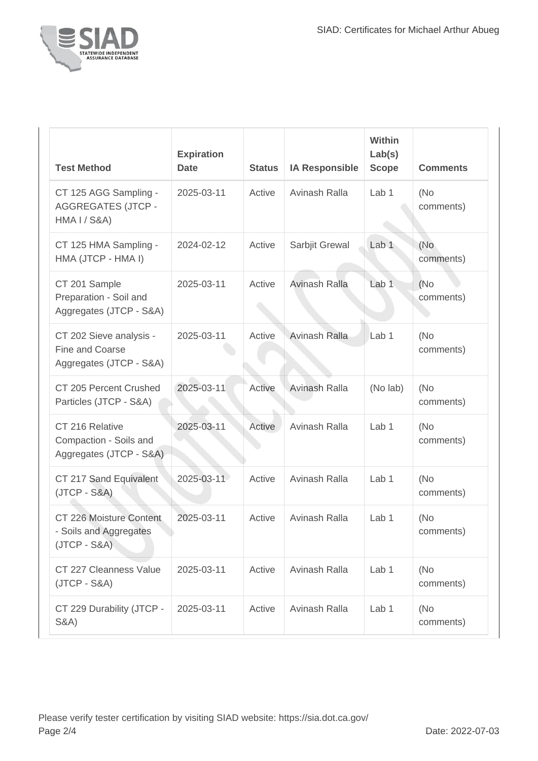| Test Method | Expiration Date | Status | IA Responsible | Within Lab(s) Scope | Comments |
| --- | --- | --- | --- | --- | --- |
| CT 125 AGG Sampling - AGGREGATES (JTCP - HMA I / S&A) | 2025-03-11 | Active | Avinash Ralla | Lab 1 | (No comments) |
| CT 125 HMA Sampling - HMA (JTCP - HMA I) | 2024-02-12 | Active | Sarbjit Grewal | Lab 1 | (No comments) |
| CT 201 Sample Preparation - Soil and Aggregates (JTCP - S&A) | 2025-03-11 | Active | Avinash Ralla | Lab 1 | (No comments) |
| CT 202 Sieve analysis - Fine and Coarse Aggregates (JTCP - S&A) | 2025-03-11 | Active | Avinash Ralla | Lab 1 | (No comments) |
| CT 205 Percent Crushed Particles (JTCP - S&A) | 2025-03-11 | Active | Avinash Ralla | (No lab) | (No comments) |
| CT 216 Relative Compaction - Soils and Aggregates (JTCP - S&A) | 2025-03-11 | Active | Avinash Ralla | Lab 1 | (No comments) |
| CT 217 Sand Equivalent (JTCP - S&A) | 2025-03-11 | Active | Avinash Ralla | Lab 1 | (No comments) |
| CT 226 Moisture Content - Soils and Aggregates (JTCP - S&A) | 2025-03-11 | Active | Avinash Ralla | Lab 1 | (No comments) |
| CT 227 Cleanness Value (JTCP - S&A) | 2025-03-11 | Active | Avinash Ralla | Lab 1 | (No comments) |
| CT 229 Durability (JTCP - S&A) | 2025-03-11 | Active | Avinash Ralla | Lab 1 | (No comments) |

Please verify tester certification by visiting SIAD website: https://sia.dot.ca.gov/

Date: 2022-07-03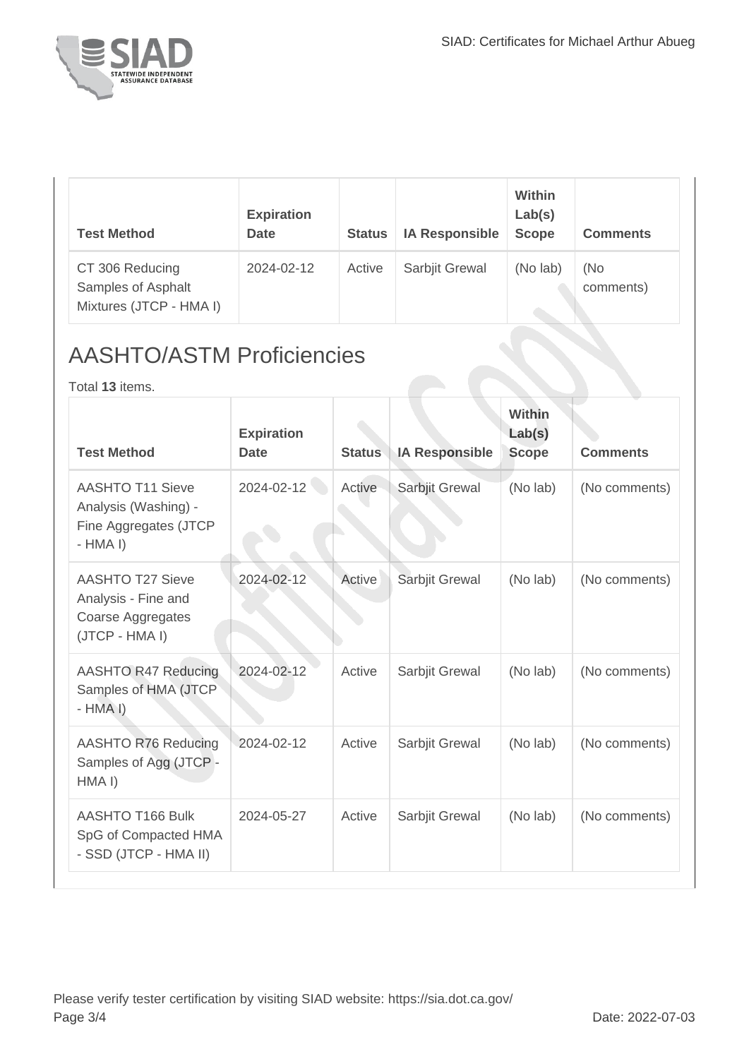| Test Method | Expiration Date | Status | IA Responsible | Within Lab(s) Scope | Comments |
| --- | --- | --- | --- | --- | --- |
| CT 306 Reducing Samples of Asphalt Mixtures (JTCP - HMA I) | 2024-02-12 | Active | Sarbjit Grewal | (No lab) | (No comments) |

## AASHTO/ASTM Proficiencies

Total **13** items.

| Test Method | Expiration Date | Status | IA Responsible | Within Lab(s) Scope | Comments |
| --- | --- | --- | --- | --- | --- |
| AASHTO T11 Sieve Analysis (Washing) - Fine Aggregates (JTCP - HMA I) | 2024-02-12 | Active | Sarbjit Grewal | (No lab) | (No comments) |
| AASHTO T27 Sieve Analysis - Fine and Coarse Aggregates (JTCP - HMA I) | 2024-02-12 | Active | Sarbjit Grewal | (No lab) | (No comments) |
| AASHTO R47 Reducing Samples of HMA (JTCP - HMA I) | 2024-02-12 | Active | Sarbjit Grewal | (No lab) | (No comments) |
| AASHTO R76 Reducing Samples of Agg (JTCP - HMA I) | 2024-02-12 | Active | Sarbjit Grewal | (No lab) | (No comments) |
| AASHTO T166 Bulk SpG of Compacted HMA - SSD (JTCP - HMA II) | 2024-05-27 | Active | Sarbjit Grewal | (No lab) | (No comments) |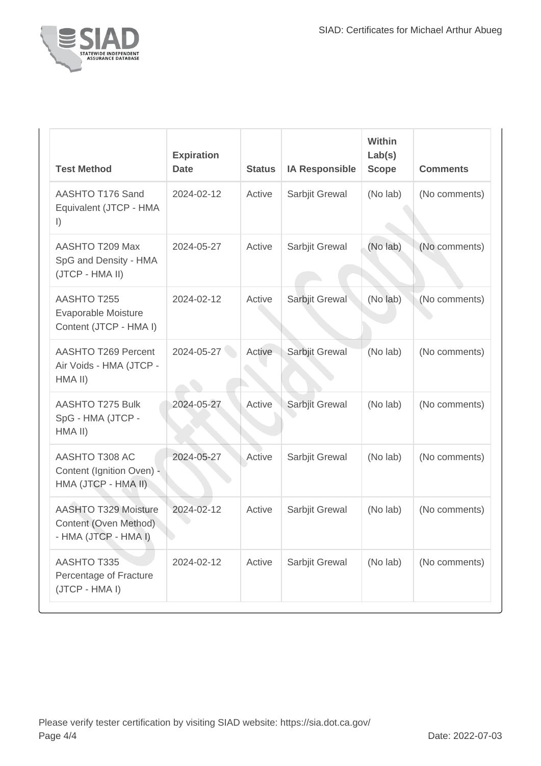| Test Method | Expiration Date | Status | IA Responsible | Within Lab(s) Scope | Comments |
|---|---|---|---|---|---|
| AASHTO T176 Sand Equivalent (JTCP - HMA I) | 2024-02-12 | Active | Sarbjit Grewal | (No lab) | (No comments) |
| AASHTO T209 Max SpG and Density - HMA (JTCP - HMA II) | 2024-05-27 | Active | Sarbjit Grewal | (No lab) | (No comments) |
| AASHTO T255 Evaporable Moisture Content (JTCP - HMA I) | 2024-02-12 | Active | Sarbjit Grewal | (No lab) | (No comments) |
| AASHTO T269 Percent Air Voids - HMA (JTCP - HMA II) | 2024-05-27 | Active | Sarbjit Grewal | (No lab) | (No comments) |
| AASHTO T275 Bulk SpG - HMA (JTCP - HMA II) | 2024-05-27 | Active | Sarbjit Grewal | (No lab) | (No comments) |
| AASHTO T308 AC Content (Ignition Oven) - HMA (JTCP - HMA II) | 2024-05-27 | Active | Sarbjit Grewal | (No lab) | (No comments) |
| AASHTO T329 Moisture Content (Oven Method) - HMA (JTCP - HMA I) | 2024-02-12 | Active | Sarbjit Grewal | (No lab) | (No comments) |
| AASHTO T335 Percentage of Fracture (JTCP - HMA I) | 2024-02-12 | Active | Sarbjit Grewal | (No lab) | (No comments) |

Please verify tester certification by visiting SIAD website: https://sia.dot.ca.gov/

Date: 2022-07-03